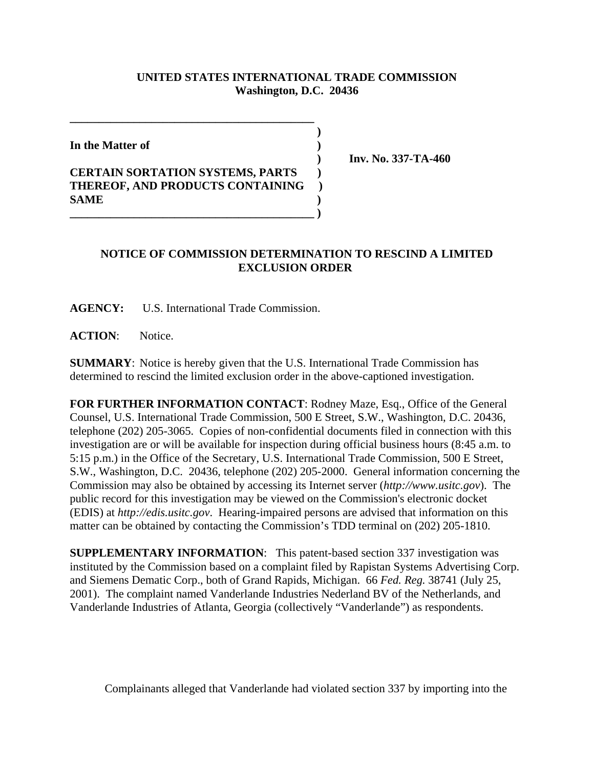**UNITED STATES INTERNATIONAL TRADE COMMISSION**
**Washington, D.C. 20436**

**In the Matter of**

**CERTAIN SORTATION SYSTEMS, PARTS THEREOF, AND PRODUCTS CONTAINING SAME**

**Inv. No. 337-TA-460**

## NOTICE OF COMMISSION DETERMINATION TO RESCIND A LIMITED EXCLUSION ORDER

**AGENCY:** U.S. International Trade Commission.

**ACTION**: Notice.

**SUMMARY**: Notice is hereby given that the U.S. International Trade Commission has determined to rescind the limited exclusion order in the above-captioned investigation.

**FOR FURTHER INFORMATION CONTACT**: Rodney Maze, Esq., Office of the General Counsel, U.S. International Trade Commission, 500 E Street, S.W., Washington, D.C. 20436, telephone (202) 205-3065. Copies of non-confidential documents filed in connection with this investigation are or will be available for inspection during official business hours (8:45 a.m. to 5:15 p.m.) in the Office of the Secretary, U.S. International Trade Commission, 500 E Street, S.W., Washington, D.C. 20436, telephone (202) 205-2000. General information concerning the Commission may also be obtained by accessing its Internet server (*http://www.usitc.gov*). The public record for this investigation may be viewed on the Commission's electronic docket (EDIS) at *http://edis.usitc.gov*. Hearing-impaired persons are advised that information on this matter can be obtained by contacting the Commission's TDD terminal on (202) 205-1810.

**SUPPLEMENTARY INFORMATION**: This patent-based section 337 investigation was instituted by the Commission based on a complaint filed by Rapistan Systems Advertising Corp. and Siemens Dematic Corp., both of Grand Rapids, Michigan. 66 *Fed. Reg.* 38741 (July 25, 2001). The complaint named Vanderlande Industries Nederland BV of the Netherlands, and Vanderlande Industries of Atlanta, Georgia (collectively "Vanderlande") as respondents.

Complainants alleged that Vanderlande had violated section 337 by importing into the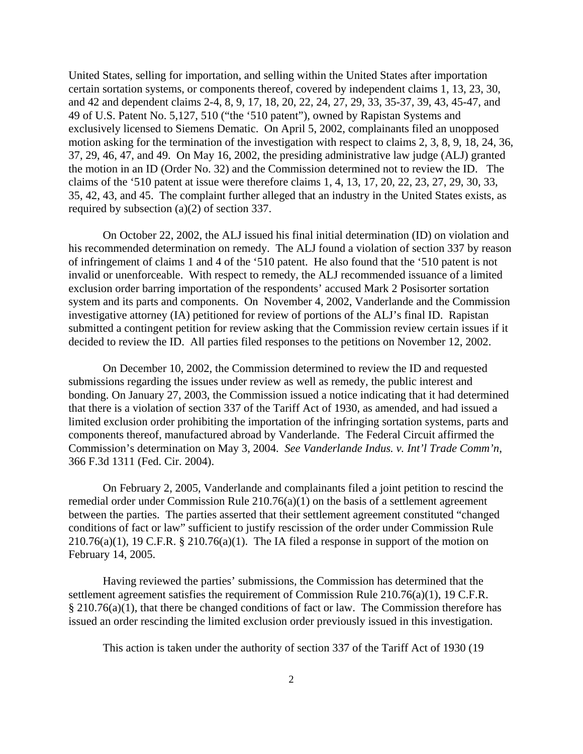United States, selling for importation, and selling within the United States after importation certain sortation systems, or components thereof, covered by independent claims 1, 13, 23, 30, and 42 and dependent claims 2-4, 8, 9, 17, 18, 20, 22, 24, 27, 29, 33, 35-37, 39, 43, 45-47, and 49 of U.S. Patent No. 5,127, 510 ("the '510 patent"), owned by Rapistan Systems and exclusively licensed to Siemens Dematic. On April 5, 2002, complainants filed an unopposed motion asking for the termination of the investigation with respect to claims 2, 3, 8, 9, 18, 24, 36, 37, 29, 46, 47, and 49. On May 16, 2002, the presiding administrative law judge (ALJ) granted the motion in an ID (Order No. 32) and the Commission determined not to review the ID. The claims of the '510 patent at issue were therefore claims 1, 4, 13, 17, 20, 22, 23, 27, 29, 30, 33, 35, 42, 43, and 45. The complaint further alleged that an industry in the United States exists, as required by subsection (a)(2) of section 337.

On October 22, 2002, the ALJ issued his final initial determination (ID) on violation and his recommended determination on remedy. The ALJ found a violation of section 337 by reason of infringement of claims 1 and 4 of the '510 patent. He also found that the '510 patent is not invalid or unenforceable. With respect to remedy, the ALJ recommended issuance of a limited exclusion order barring importation of the respondents' accused Mark 2 Posisorter sortation system and its parts and components. On November 4, 2002, Vanderlande and the Commission investigative attorney (IA) petitioned for review of portions of the ALJ's final ID. Rapistan submitted a contingent petition for review asking that the Commission review certain issues if it decided to review the ID. All parties filed responses to the petitions on November 12, 2002.

On December 10, 2002, the Commission determined to review the ID and requested submissions regarding the issues under review as well as remedy, the public interest and bonding. On January 27, 2003, the Commission issued a notice indicating that it had determined that there is a violation of section 337 of the Tariff Act of 1930, as amended, and had issued a limited exclusion order prohibiting the importation of the infringing sortation systems, parts and components thereof, manufactured abroad by Vanderlande. The Federal Circuit affirmed the Commission's determination on May 3, 2004. *See Vanderlande Indus. v. Int'l Trade Comm'n*, 366 F.3d 1311 (Fed. Cir. 2004).

On February 2, 2005, Vanderlande and complainants filed a joint petition to rescind the remedial order under Commission Rule 210.76(a)(1) on the basis of a settlement agreement between the parties. The parties asserted that their settlement agreement constituted "changed conditions of fact or law" sufficient to justify rescission of the order under Commission Rule 210.76(a)(1), 19 C.F.R. § 210.76(a)(1). The IA filed a response in support of the motion on February 14, 2005.

Having reviewed the parties' submissions, the Commission has determined that the settlement agreement satisfies the requirement of Commission Rule 210.76(a)(1), 19 C.F.R. § 210.76(a)(1), that there be changed conditions of fact or law. The Commission therefore has issued an order rescinding the limited exclusion order previously issued in this investigation.

This action is taken under the authority of section 337 of the Tariff Act of 1930 (19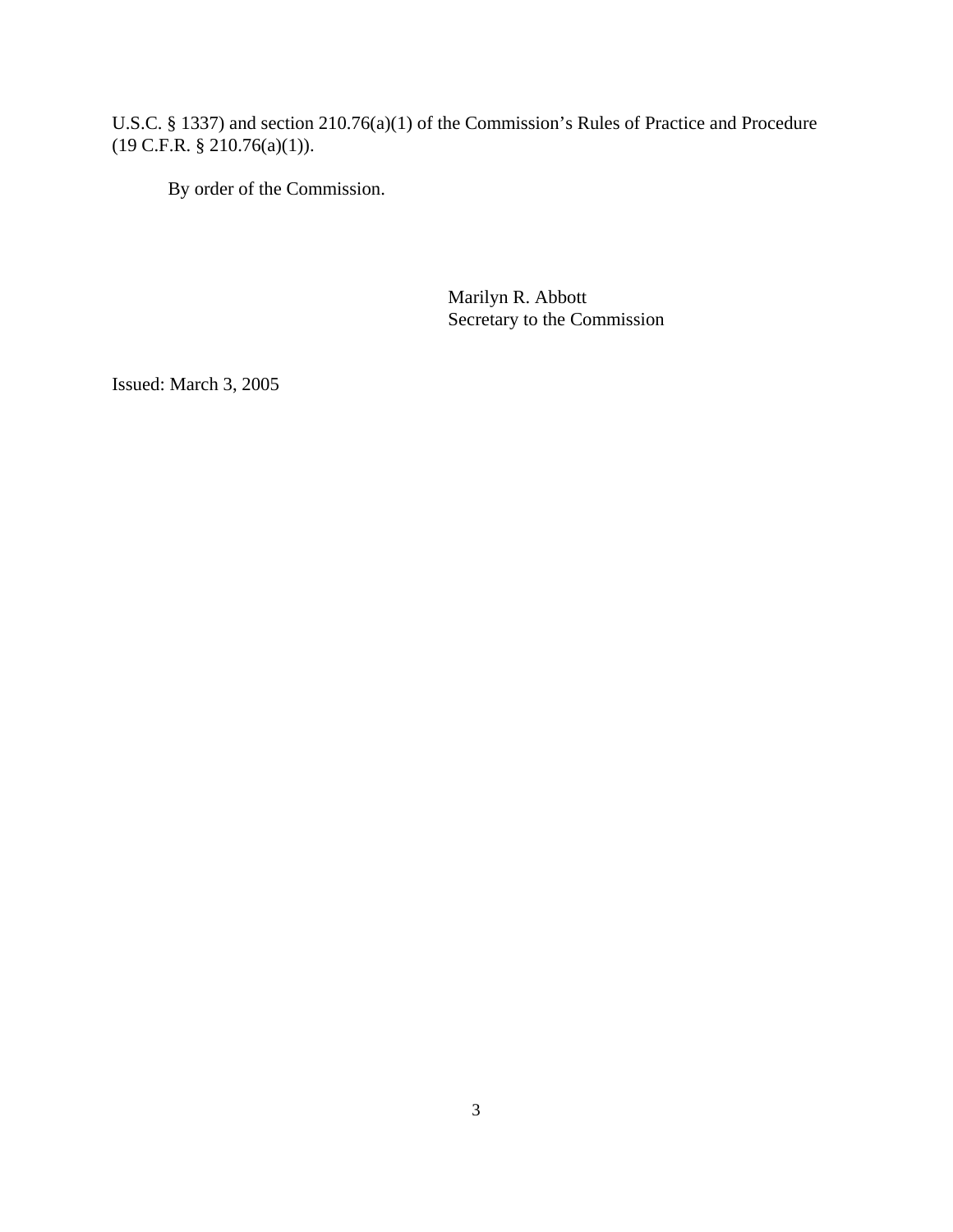U.S.C. § 1337) and section 210.76(a)(1) of the Commission's Rules of Practice and Procedure (19 C.F.R. § 210.76(a)(1)).

By order of the Commission.

Marilyn R. Abbott
Secretary to the Commission

Issued: March 3, 2005